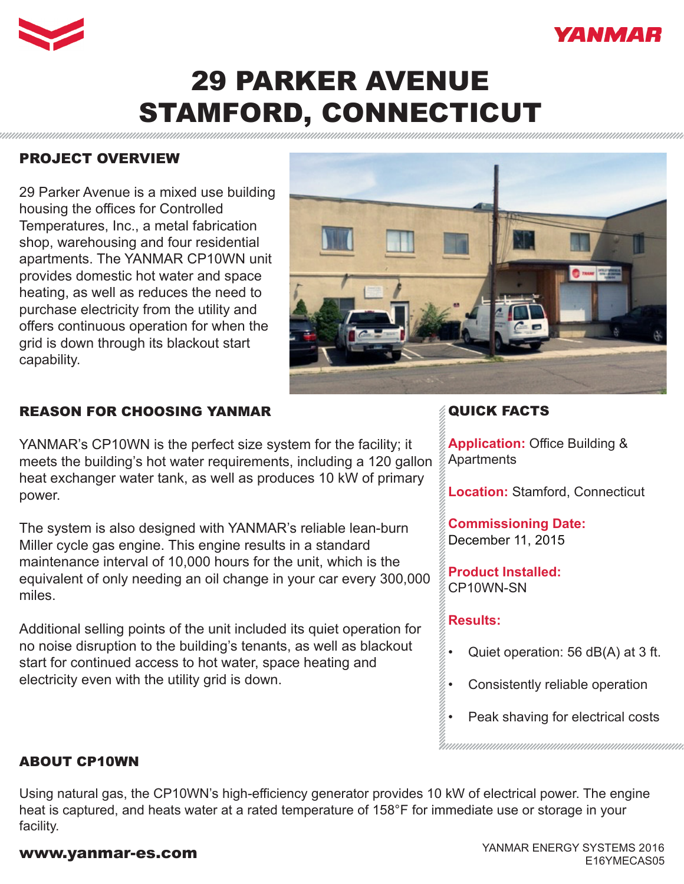# 29 PARKER AVENUE STAMFORD, CONNECTICUT

## PROJECT OVERVIEW

29 Parker Avenue is a mixed use building housing the offices for Controlled Temperatures, Inc., a metal fabrication shop, warehousing and four residential apartments. The YANMAR CP10WN unit provides domestic hot water and space heating, as well as reduces the need to purchase electricity from the utility and offers continuous operation for when the grid is down through its blackout start capability.

## REASON FOR CHOOSING YANMAR

YANMAR's CP10WN is the perfect size system for the facility; it meets the building's hot water requirements, including a 120 gallon heat exchanger water tank, as well as produces 10 kW of primary power.

The system is also designed with YANMAR's reliable lean-burn Miller cycle gas engine. This engine results in a standard maintenance interval of 10,000 hours for the unit, which is the equivalent of only needing an oil change in your car every 300,000 miles.

Additional selling points of the unit included its quiet operation for no noise disruption to the building's tenants, as well as blackout start for continued access to hot water, space heating and electricity even with the utility grid is down.

## QUICK FACTS

**Application:** Office Building & Apartments

**Location:** Stamford, Connecticut

**Commissioning Date:** December 11, 2015

**Product Installed:** CP10WN-SN

**Results:**

- Quiet operation: 56 dB(A) at 3 ft.
- Consistently reliable operation
- Peak shaving for electrical costs

## ABOUT CP10WN

Using natural gas, the CP10WN's high-efficiency generator provides 10 kW of electrical power. The engine heat is captured, and heats water at a rated temperature of 158°F for immediate use or storage in your facility.

www.yanmar-es.com

YANMAR ENERGY SYSTEMS 2016
E16YMECAS05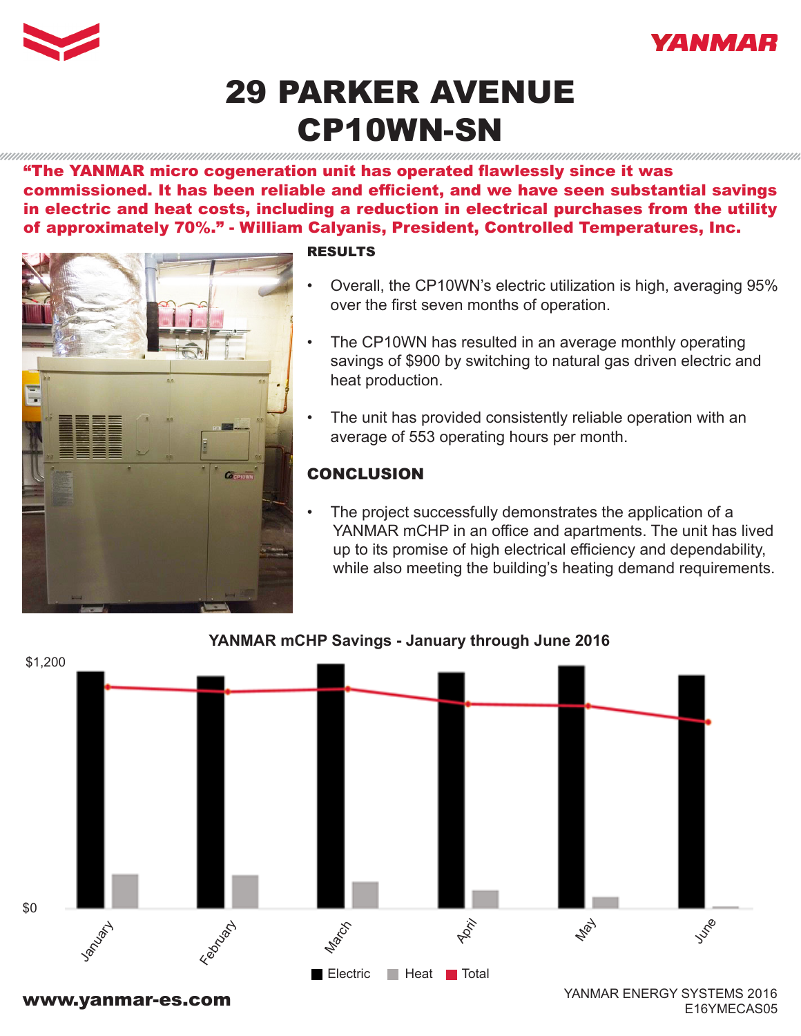# 29 PARKER AVENUE
# CP10WN-SN

**"The YANMAR micro cogeneration unit has operated flawlessly since it was commissioned. It has been reliable and efficient, and we have seen substantial savings in electric and heat costs, including a reduction in electrical purchases from the utility of approximately 70%." - William Calyanis, President, Controlled Temperatures, Inc.**

## RESULTS

- Overall, the CP10WN's electric utilization is high, averaging 95% over the first seven months of operation.
- The CP10WN has resulted in an average monthly operating savings of $900 by switching to natural gas driven electric and heat production.
- The unit has provided consistently reliable operation with an average of 553 operating hours per month.

## CONCLUSION

- The project successfully demonstrates the application of a YANMAR mCHP in an office and apartments. The unit has lived up to its promise of high electrical efficiency and dependability, while also meeting the building's heating demand requirements.

**YANMAR mCHP Savings - January through June 2016**

$1,200

$0

January
February
March
April
May
June

Electric
Heat
Total

www.yanmar-es.com

YANMAR ENERGY SYSTEMS 2016
E16YMECAS05